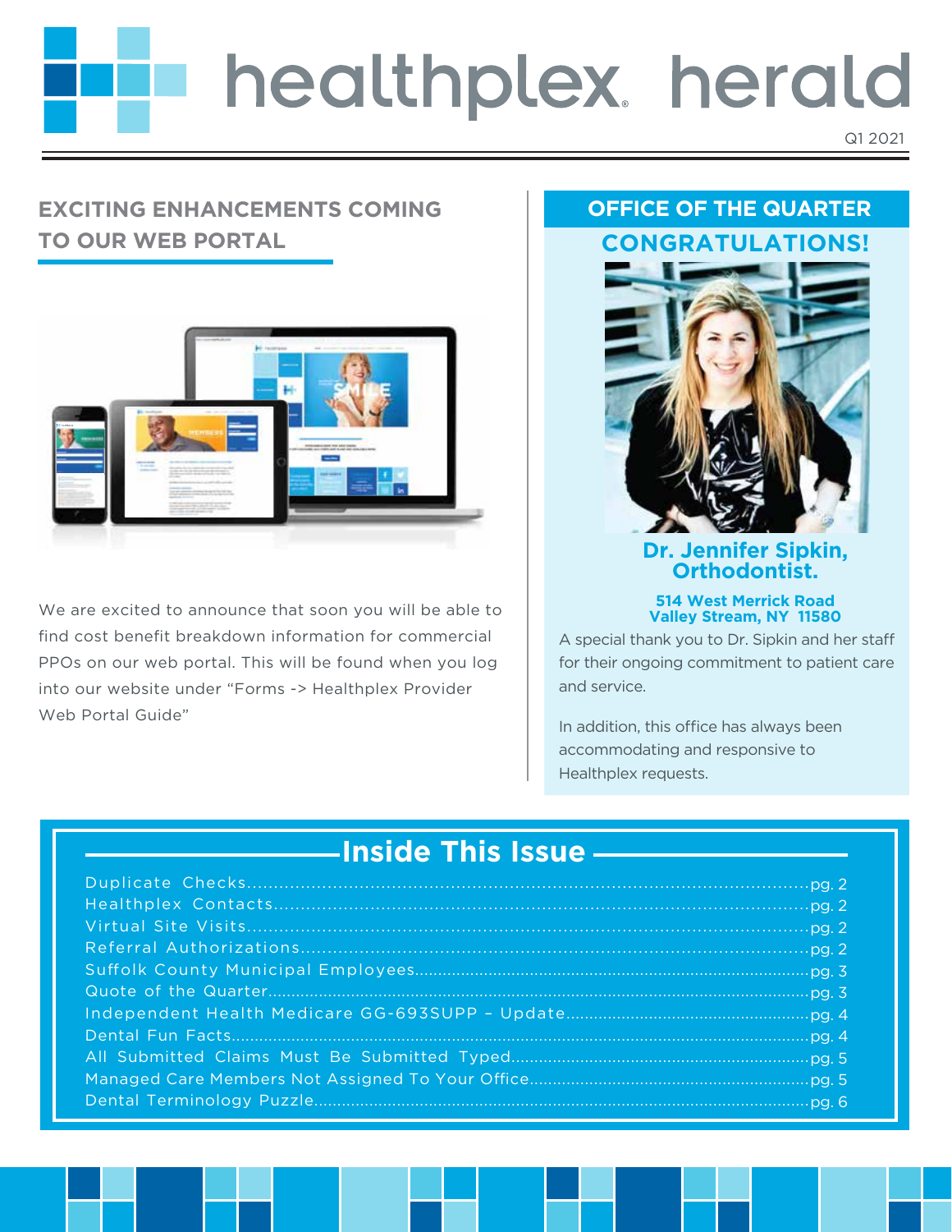# healthplex herald

Q1 2021

## EXCITING ENHANCEMENTS COMING TO OUR WEB PORTAL

We are excited to announce that soon you will be able to find cost benefit breakdown information for commercial PPOs on our web portal. This will be found when you log into our website under "Forms -> Healthplex Provider Web Portal Guide"

## OFFICE OF THE QUARTER

### CONGRATULATIONS!

**Dr. Jennifer Sipkin, Orthodontist.**

**514 West Merrick Road**
**Valley Stream, NY 11580**

A special thank you to Dr. Sipkin and her staff for their ongoing commitment to patient care and service.

In addition, this office has always been accommodating and responsive to Healthplex requests.

## Inside This Issue

- Duplicate Checks....pg. 2
- Healthplex Contacts....pg. 2
- Virtual Site Visits....pg. 2
- Referral Authorizations....pg. 2
- Suffolk County Municipal Employees....pg. 3
- Quote of the Quarter....pg. 3
- Independent Health Medicare GG-693SUPP – Update....pg. 4
- Dental Fun Facts....pg. 4
- All Submitted Claims Must Be Submitted Typed....pg. 5
- Managed Care Members Not Assigned To Your Office....pg. 5
- Dental Terminology Puzzle....pg. 6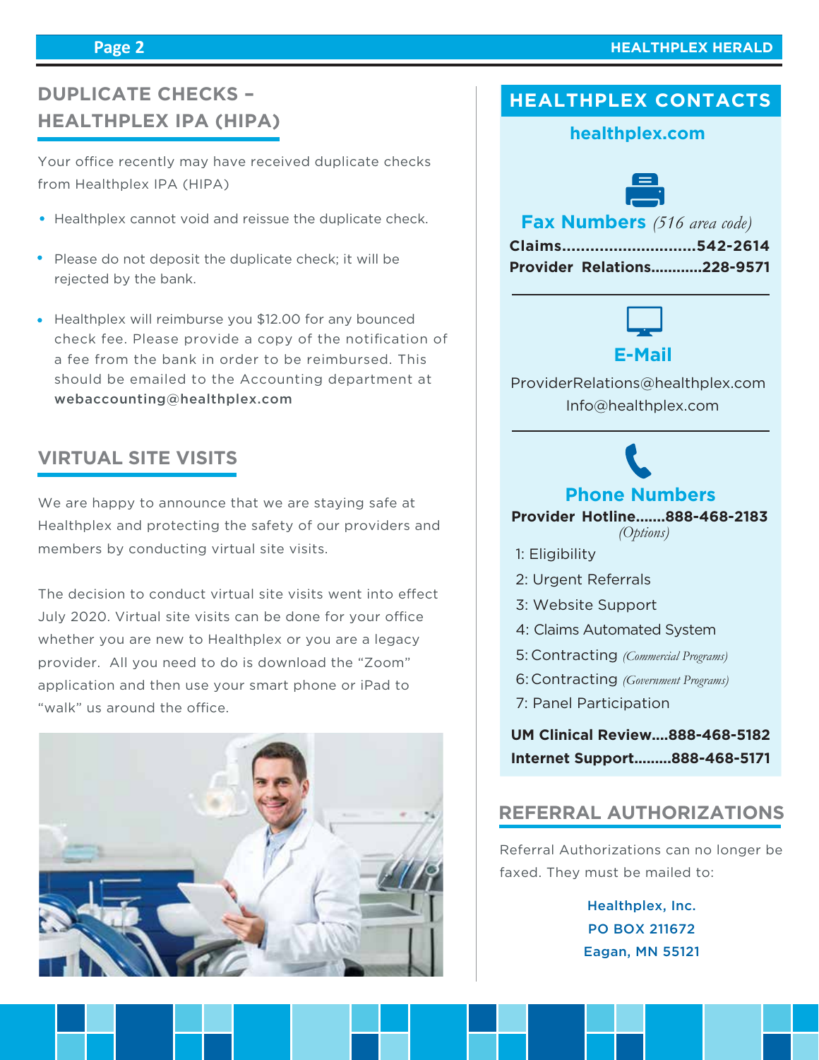## DUPLICATE CHECKS – HEALTHPLEX IPA (HIPA)

Your office recently may have received duplicate checks from Healthplex IPA (HIPA)

- Healthplex cannot void and reissue the duplicate check.
- Please do not deposit the duplicate check; it will be rejected by the bank.
- Healthplex will reimburse you $12.00 for any bounced check fee. Please provide a copy of the notification of a fee from the bank in order to be reimbursed. This should be emailed to the Accounting department at **webaccounting@healthplex.com**

## VIRTUAL SITE VISITS

We are happy to announce that we are staying safe at Healthplex and protecting the safety of our providers and members by conducting virtual site visits.

The decision to conduct virtual site visits went into effect July 2020. Virtual site visits can be done for your office whether you are new to Healthplex or you are a legacy provider. All you need to do is download the "Zoom" application and then use your smart phone or iPad to "walk" us around the office.

## HEALTHPLEX CONTACTS

**healthplex.com**

### Fax Numbers *(516 area code)*

**Claims............................542-2614**
**Provider Relations............228-9571**

### E-Mail

ProviderRelations@healthplex.com
Info@healthplex.com

### Phone Numbers

**Provider Hotline.......888-468-2183**
*(Options)*

1: Eligibility
2: Urgent Referrals
3: Website Support
4: Claims Automated System
5: Contracting *(Commercial Programs)*
6: Contracting *(Government Programs)*
7: Panel Participation

**UM Clinical Review....888-468-5182**
**Internet Support.........888-468-5171**

## REFERRAL AUTHORIZATIONS

Referral Authorizations can no longer be faxed. They must be mailed to:

Healthplex, Inc.
PO BOX 211672
Eagan, MN 55121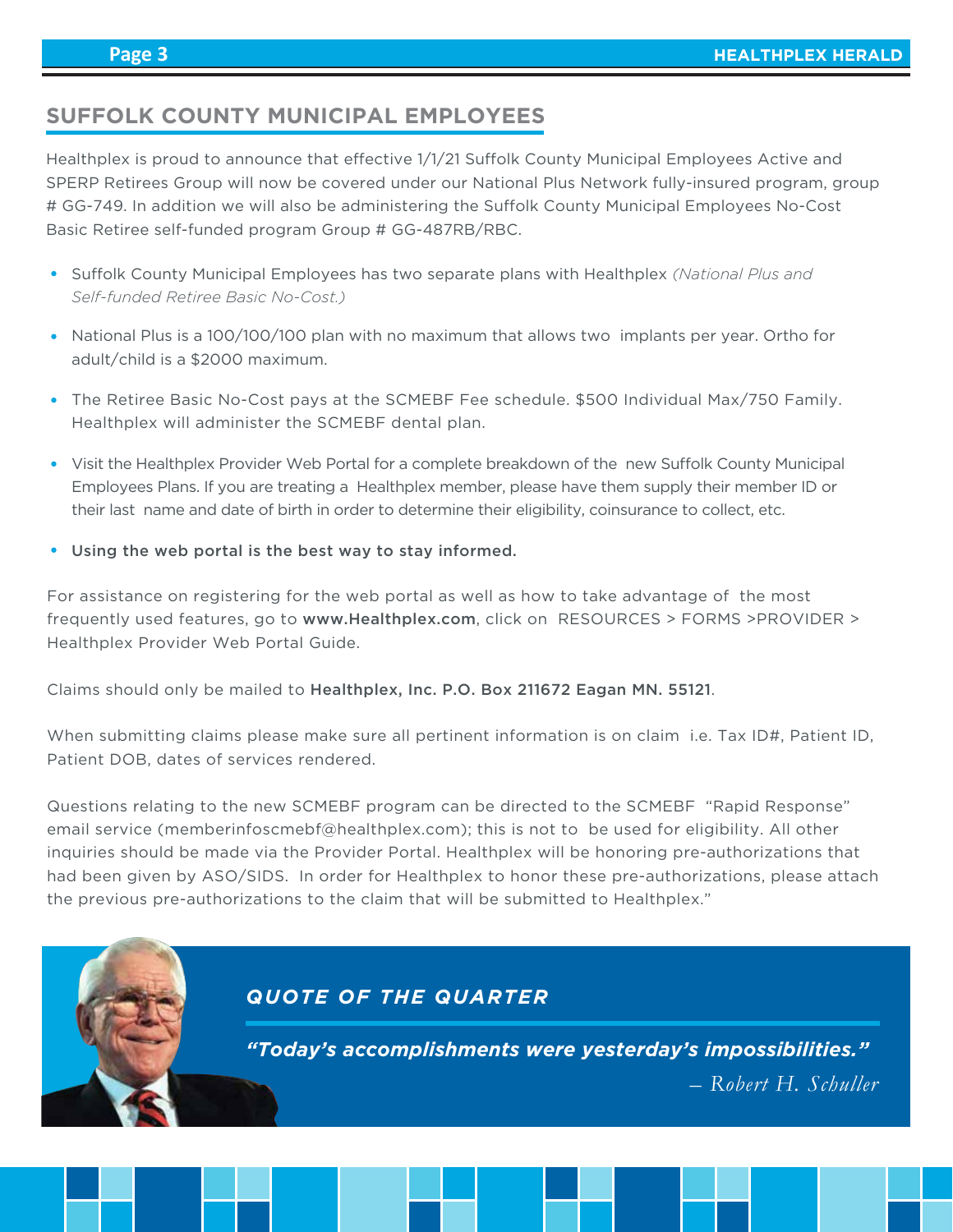## SUFFOLK COUNTY MUNICIPAL EMPLOYEES

Healthplex is proud to announce that effective 1/1/21 Suffolk County Municipal Employees Active and SPERP Retirees Group will now be covered under our National Plus Network fully-insured program, group # GG-749. In addition we will also be administering the Suffolk County Municipal Employees No-Cost Basic Retiree self-funded program Group # GG-487RB/RBC.

- Suffolk County Municipal Employees has two separate plans with Healthplex *(National Plus and Self-funded Retiree Basic No-Cost.)*
- National Plus is a 100/100/100 plan with no maximum that allows two implants per year. Ortho for adult/child is a $2000 maximum.
- The Retiree Basic No-Cost pays at the SCMEBF Fee schedule. $500 Individual Max/750 Family. Healthplex will administer the SCMEBF dental plan.
- Visit the Healthplex Provider Web Portal for a complete breakdown of the new Suffolk County Municipal Employees Plans. If you are treating a Healthplex member, please have them supply their member ID or their last name and date of birth in order to determine their eligibility, coinsurance to collect, etc.
- **Using the web portal is the best way to stay informed.**

For assistance on registering for the web portal as well as how to take advantage of the most frequently used features, go to **www.Healthplex.com**, click on RESOURCES > FORMS >PROVIDER > Healthplex Provider Web Portal Guide.

Claims should only be mailed to **Healthplex, Inc. P.O. Box 211672 Eagan MN. 55121**.

When submitting claims please make sure all pertinent information is on claim i.e. Tax ID#, Patient ID, Patient DOB, dates of services rendered.

Questions relating to the new SCMEBF program can be directed to the SCMEBF "Rapid Response" email service (memberinfoscmebf@healthplex.com); this is not to be used for eligibility. All other inquiries should be made via the Provider Portal. Healthplex will be honoring pre-authorizations that had been given by ASO/SIDS. In order for Healthplex to honor these pre-authorizations, please attach the previous pre-authorizations to the claim that will be submitted to Healthplex."

### *QUOTE OF THE QUARTER*

***"Today's accomplishments were yesterday's impossibilities."***

*– Robert H. Schuller*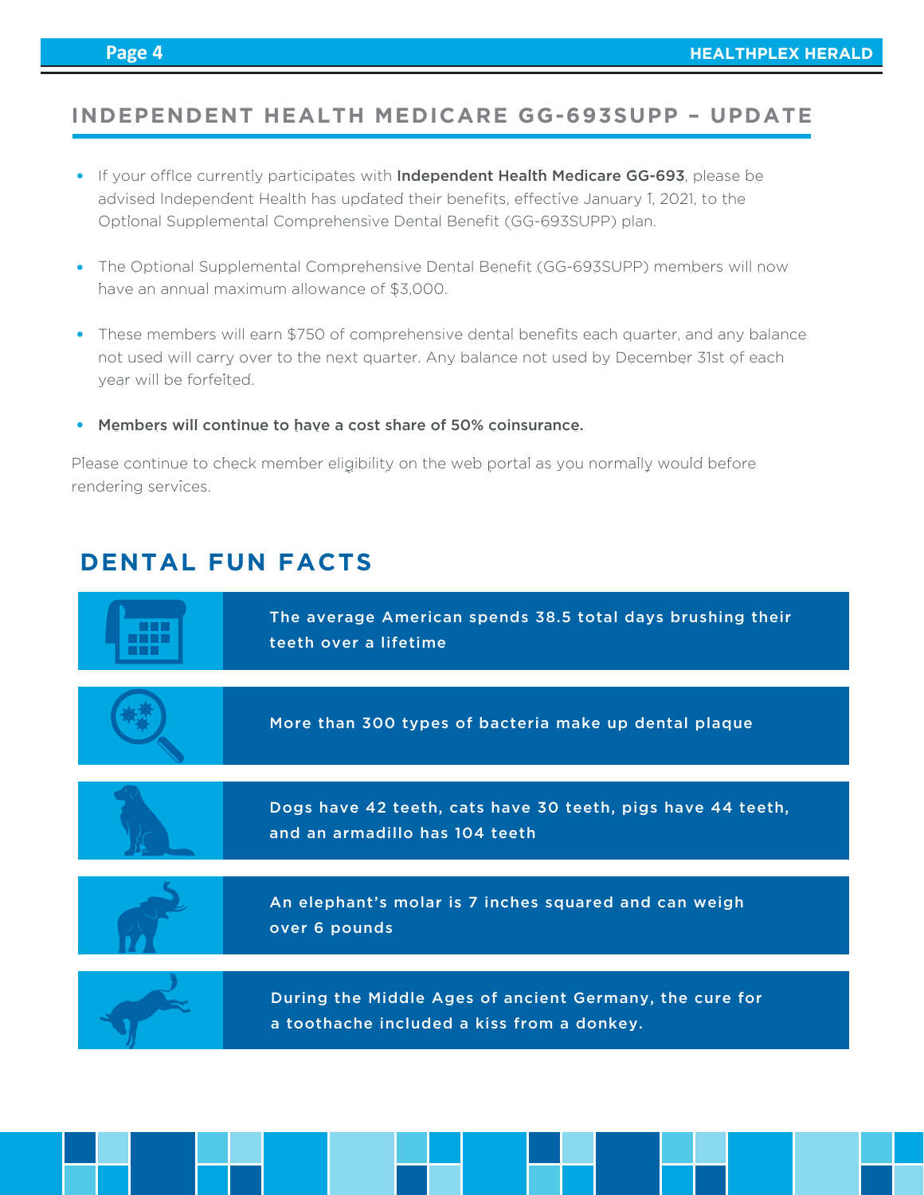## INDEPENDENT HEALTH MEDICARE GG-693SUPP – UPDATE

- If your office currently participates with **Independent Health Medicare GG-693**, please be advised Independent Health has updated their benefits, effective January 1, 2021, to the Optional Supplemental Comprehensive Dental Benefit (GG-693SUPP) plan.
- The Optional Supplemental Comprehensive Dental Benefit (GG-693SUPP) members will now have an annual maximum allowance of $3,000.
- These members will earn $750 of comprehensive dental benefits each quarter, and any balance not used will carry over to the next quarter. Any balance not used by December 31st of each year will be forfeited.
- **Members will continue to have a cost share of 50% coinsurance.**

Please continue to check member eligibility on the web portal as you normally would before rendering services.

## DENTAL FUN FACTS

- The average American spends 38.5 total days brushing their teeth over a lifetime
- More than 300 types of bacteria make up dental plaque
- Dogs have 42 teeth, cats have 30 teeth, pigs have 44 teeth, and an armadillo has 104 teeth
- An elephant's molar is 7 inches squared and can weigh over 6 pounds
- During the Middle Ages of ancient Germany, the cure for a toothache included a kiss from a donkey.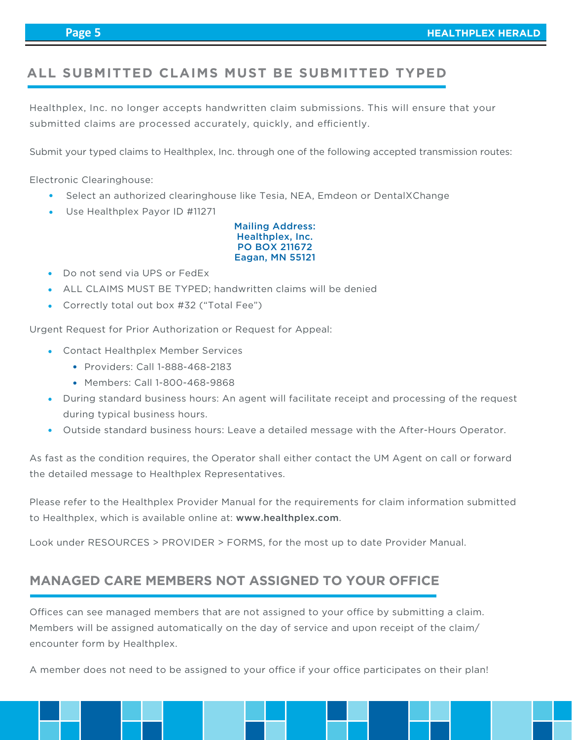## ALL SUBMITTED CLAIMS MUST BE SUBMITTED TYPED

Healthplex, Inc. no longer accepts handwritten claim submissions. This will ensure that your submitted claims are processed accurately, quickly, and efficiently.

Submit your typed claims to Healthplex, Inc. through one of the following accepted transmission routes:

Electronic Clearinghouse:

- Select an authorized clearinghouse like Tesia, NEA, Emdeon or DentalXChange
- Use Healthplex Payor ID #11271

**Mailing Address:**
**Healthplex, Inc.**
**PO BOX 211672**
**Eagan, MN 55121**

- Do not send via UPS or FedEx
- ALL CLAIMS MUST BE TYPED; handwritten claims will be denied
- Correctly total out box #32 ("Total Fee")

Urgent Request for Prior Authorization or Request for Appeal:

- Contact Healthplex Member Services
  - Providers: Call 1-888-468-2183
  - Members: Call 1-800-468-9868
- During standard business hours: An agent will facilitate receipt and processing of the request during typical business hours.
- Outside standard business hours: Leave a detailed message with the After-Hours Operator.

As fast as the condition requires, the Operator shall either contact the UM Agent on call or forward the detailed message to Healthplex Representatives.

Please refer to the Healthplex Provider Manual for the requirements for claim information submitted to Healthplex, which is available online at: **www.healthplex.com**.

Look under RESOURCES > PROVIDER > FORMS, for the most up to date Provider Manual.

## MANAGED CARE MEMBERS NOT ASSIGNED TO YOUR OFFICE

Offices can see managed members that are not assigned to your office by submitting a claim. Members will be assigned automatically on the day of service and upon receipt of the claim/encounter form by Healthplex.

A member does not need to be assigned to your office if your office participates on their plan!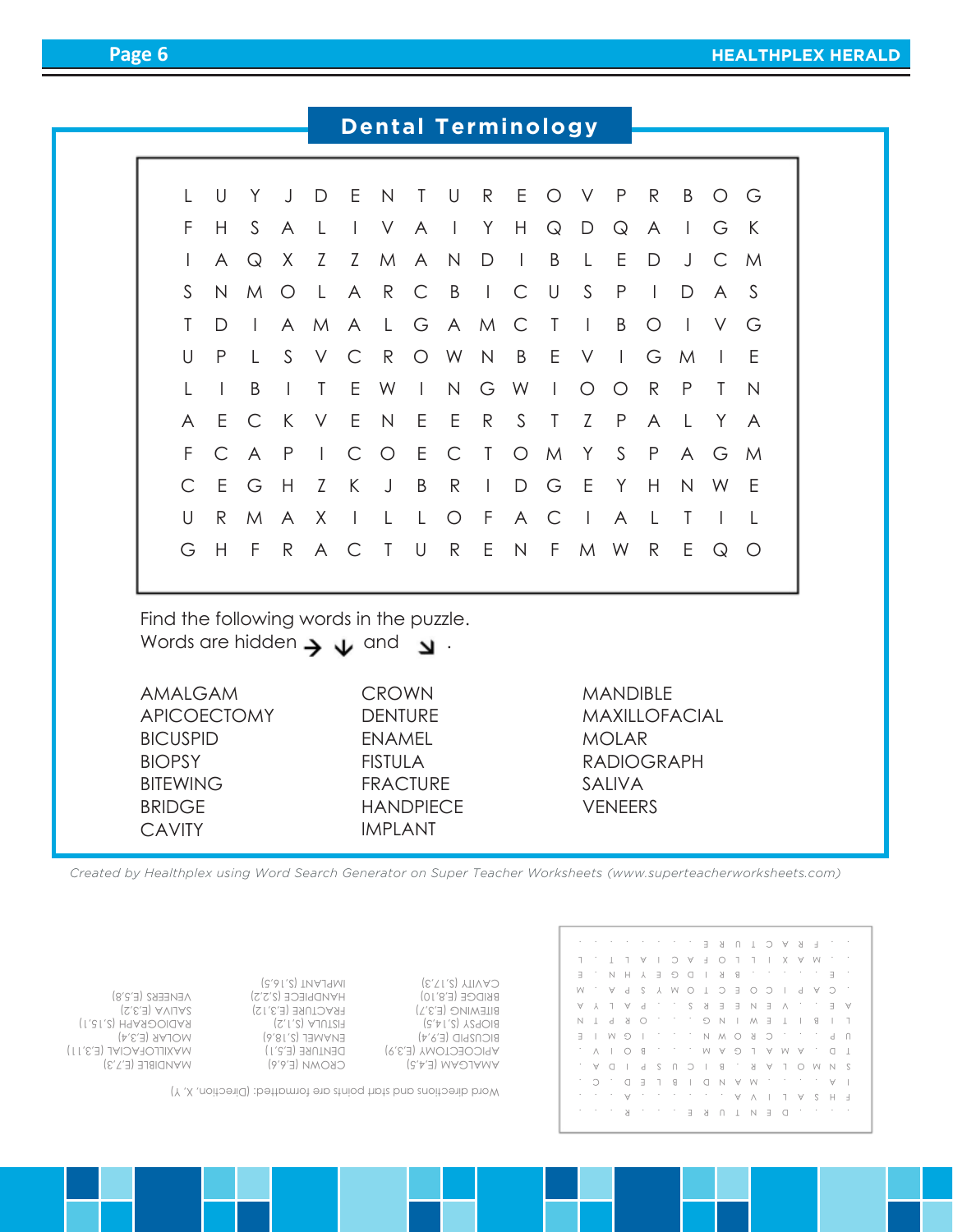## Dental Terminology

| | | | | | | | | | | | | | | | | | |
|---|---|---|---|---|---|---|---|---|---|---|---|---|---|---|---|---|---|
| L | U | Y | J | D | E | N | T | U | R | E | O | V | P | R | B | O | G |
| F | H | S | A | L | I | V | A | I | Y | H | Q | D | Q | A | I | G | K |
| I | A | Q | X | Z | Z | M | A | N | D | I | B | L | E | D | J | C | M |
| S | N | M | O | L | A | R | C | B | I | C | U | S | P | I | D | A | S |
| T | D | I | A | M | A | L | G | A | M | C | T | I | B | O | I | V | G |
| U | P | L | S | V | C | R | O | W | N | B | E | V | I | G | M | I | E |
| L | I | B | I | T | E | W | I | N | G | W | I | O | O | R | P | T | N |
| A | E | C | K | V | E | N | E | E | R | S | T | Z | P | A | L | Y | A |
| F | C | A | P | I | C | O | E | C | T | O | M | Y | S | P | A | G | M |
| C | E | G | H | Z | K | J | B | R | I | D | G | E | Y | H | N | W | E |
| U | R | M | A | X | I | L | L | O | F | A | C | I | A | L | T | I | L |
| G | H | F | R | A | C | T | U | R | E | N | F | M | W | R | E | Q | O |

Find the following words in the puzzle.
Words are hidden → ↓ and ↘ .

AMALGAM
APICOECTOMY
BICUSPID
BIOPSY
BITEWING
BRIDGE
CAVITY
CROWN
DENTURE
ENAMEL
FISTULA
FRACTURE
HANDPIECE
IMPLANT
MANDIBLE
MAXILLOFACIAL
MOLAR
RADIOGRAPH
SALIVA
VENEERS

*Created by Healthplex using Word Search Generator on Super Teacher Worksheets (www.superteacherworksheets.com)*

Word directions and start points are formatted: (Direction, X, Y)

AMALGAM (E,4,5)
APICOECTOMY (E,3,9)
BICUSPID (E,9,4)
BIOPSY (S,14,5)
BITEWING (E,3,7)
BRIDGE (E,8,10)
CAVITY (S,17,3)
CROWN (E,6,6)
DENTURE (E,5,1)
ENAMEL (S,18,6)
FISTULA (S,1,2)
FRACTURE (E,3,12)
HANDPIECE (S,2,2)
IMPLANT (S,16,5)
MANDIBLE (E,7,3)
MAXILLOFACIAL (E,3,11)
MOLAR (E,3,4)
RADIOGRAPH (S,15,1)
SALIVA (E,3,2)
VENEERS (E,5,8)